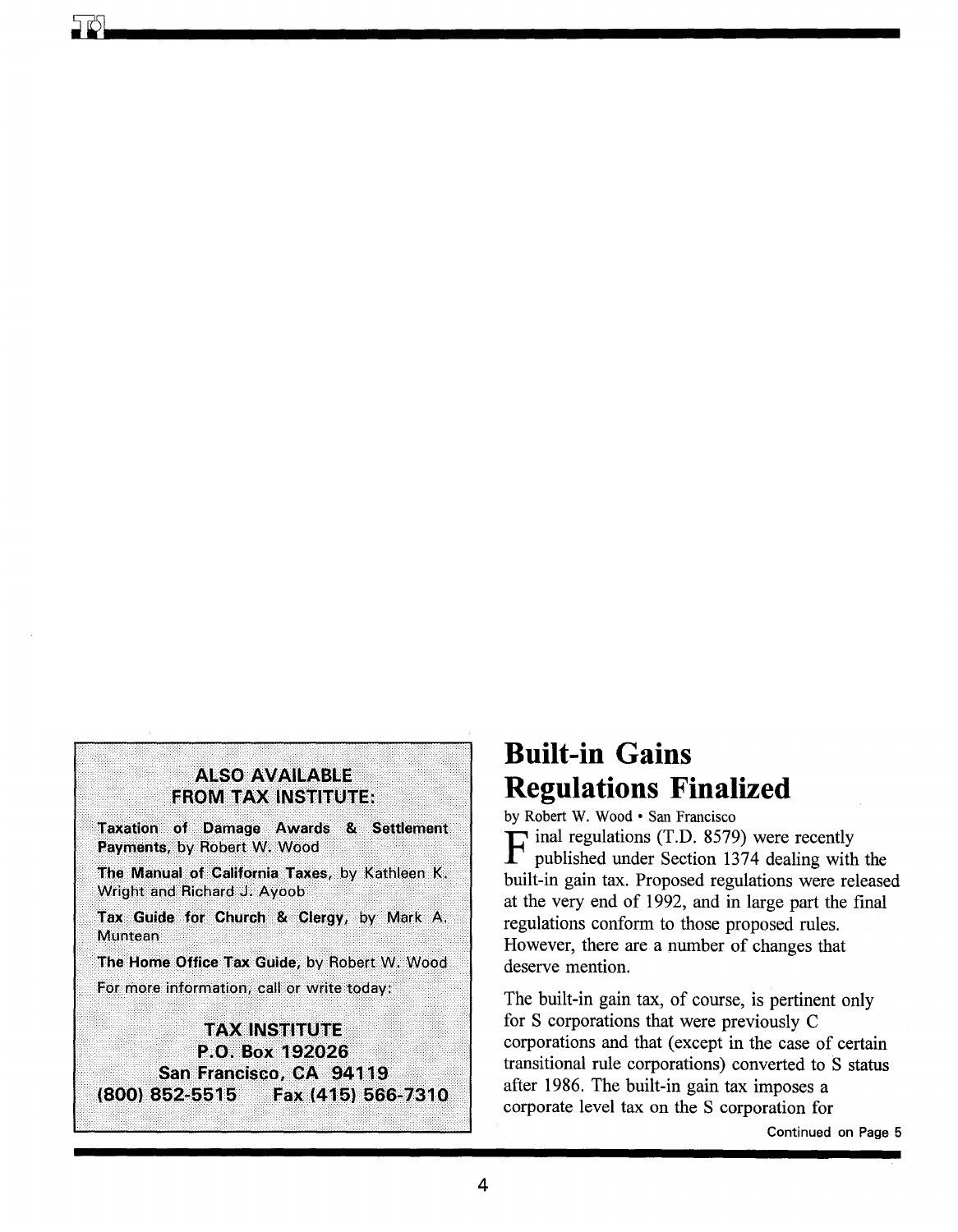**ALSO AVAILABLE FROM TAX INSTITUTE:**

**Taxation of Damage Awards & Settlement Payments,** by Robert W. Wood

**The Manual of California Taxes,** by Kathleen K. Wright and Richard J. Ayoob

**Tax Guide for Church & Clergy,** by Mark A. Muntean

**The Home Office Tax Guide,** by Robert W. Wood

For more information, call or write today:

**TAX INSTITUTE**
**P.O. Box 192026**
**San Francisco, CA 94119**
**(800) 852-5515 Fax (415) 566-7310**

# Built-in Gains Regulations Finalized

by Robert W. Wood • San Francisco

Final regulations (T.D. 8579) were recently published under Section 1374 dealing with the built-in gain tax. Proposed regulations were released at the very end of 1992, and in large part the final regulations conform to those proposed rules. However, there are a number of changes that deserve mention.

The built-in gain tax, of course, is pertinent only for S corporations that were previously C corporations and that (except in the case of certain transitional rule corporations) converted to S status after 1986. The built-in gain tax imposes a corporate level tax on the S corporation for

Continued on Page 5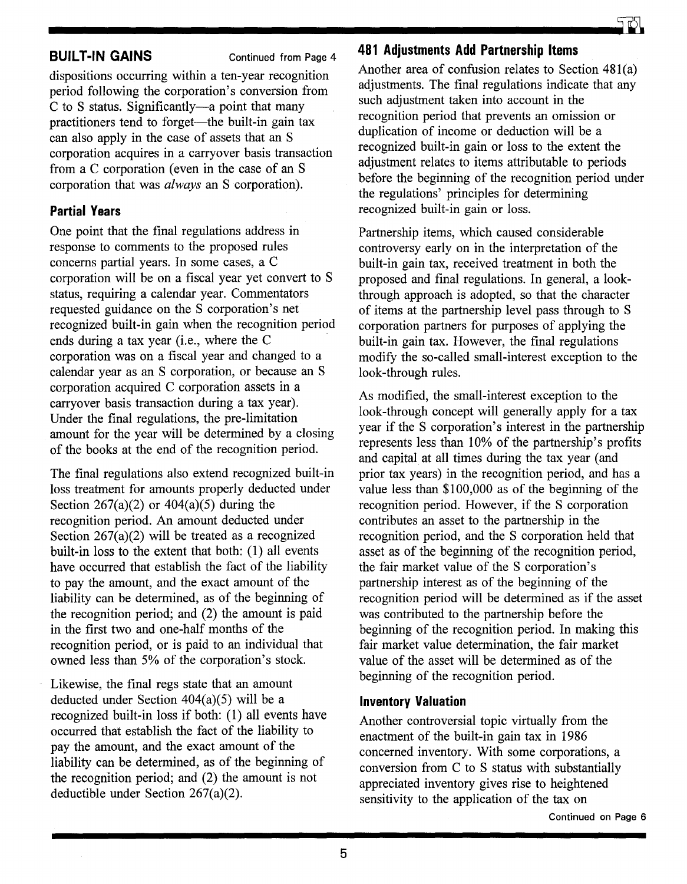## BUILT-IN GAINS

Continued from Page 4

dispositions occurring within a ten-year recognition period following the corporation's conversion from C to S status. Significantly—a point that many practitioners tend to forget—the built-in gain tax can also apply in the case of assets that an S corporation acquires in a carryover basis transaction from a C corporation (even in the case of an S corporation that was *always* an S corporation).

### Partial Years

One point that the final regulations address in response to comments to the proposed rules concerns partial years. In some cases, a C corporation will be on a fiscal year yet convert to S status, requiring a calendar year. Commentators requested guidance on the S corporation's net recognized built-in gain when the recognition period ends during a tax year (i.e., where the C corporation was on a fiscal year and changed to a calendar year as an S corporation, or because an S corporation acquired C corporation assets in a carryover basis transaction during a tax year). Under the final regulations, the pre-limitation amount for the year will be determined by a closing of the books at the end of the recognition period.

The final regulations also extend recognized built-in loss treatment for amounts properly deducted under Section 267(a)(2) or 404(a)(5) during the recognition period. An amount deducted under Section 267(a)(2) will be treated as a recognized built-in loss to the extent that both: (1) all events have occurred that establish the fact of the liability to pay the amount, and the exact amount of the liability can be determined, as of the beginning of the recognition period; and (2) the amount is paid in the first two and one-half months of the recognition period, or is paid to an individual that owned less than 5% of the corporation's stock.

Likewise, the final regs state that an amount deducted under Section 404(a)(5) will be a recognized built-in loss if both: (1) all events have occurred that establish the fact of the liability to pay the amount, and the exact amount of the liability can be determined, as of the beginning of the recognition period; and (2) the amount is not deductible under Section 267(a)(2).

### 481 Adjustments Add Partnership Items

Another area of confusion relates to Section 481(a) adjustments. The final regulations indicate that any such adjustment taken into account in the recognition period that prevents an omission or duplication of income or deduction will be a recognized built-in gain or loss to the extent the adjustment relates to items attributable to periods before the beginning of the recognition period under the regulations' principles for determining recognized built-in gain or loss.

Partnership items, which caused considerable controversy early on in the interpretation of the built-in gain tax, received treatment in both the proposed and final regulations. In general, a look-through approach is adopted, so that the character of items at the partnership level pass through to S corporation partners for purposes of applying the built-in gain tax. However, the final regulations modify the so-called small-interest exception to the look-through rules.

As modified, the small-interest exception to the look-through concept will generally apply for a tax year if the S corporation's interest in the partnership represents less than 10% of the partnership's profits and capital at all times during the tax year (and prior tax years) in the recognition period, and has a value less than $100,000 as of the beginning of the recognition period. However, if the S corporation contributes an asset to the partnership in the recognition period, and the S corporation held that asset as of the beginning of the recognition period, the fair market value of the S corporation's partnership interest as of the beginning of the recognition period will be determined as if the asset was contributed to the partnership before the beginning of the recognition period. In making this fair market value determination, the fair market value of the asset will be determined as of the beginning of the recognition period.

### Inventory Valuation

Another controversial topic virtually from the enactment of the built-in gain tax in 1986 concerned inventory. With some corporations, a conversion from C to S status with substantially appreciated inventory gives rise to heightened sensitivity to the application of the tax on

Continued on Page 6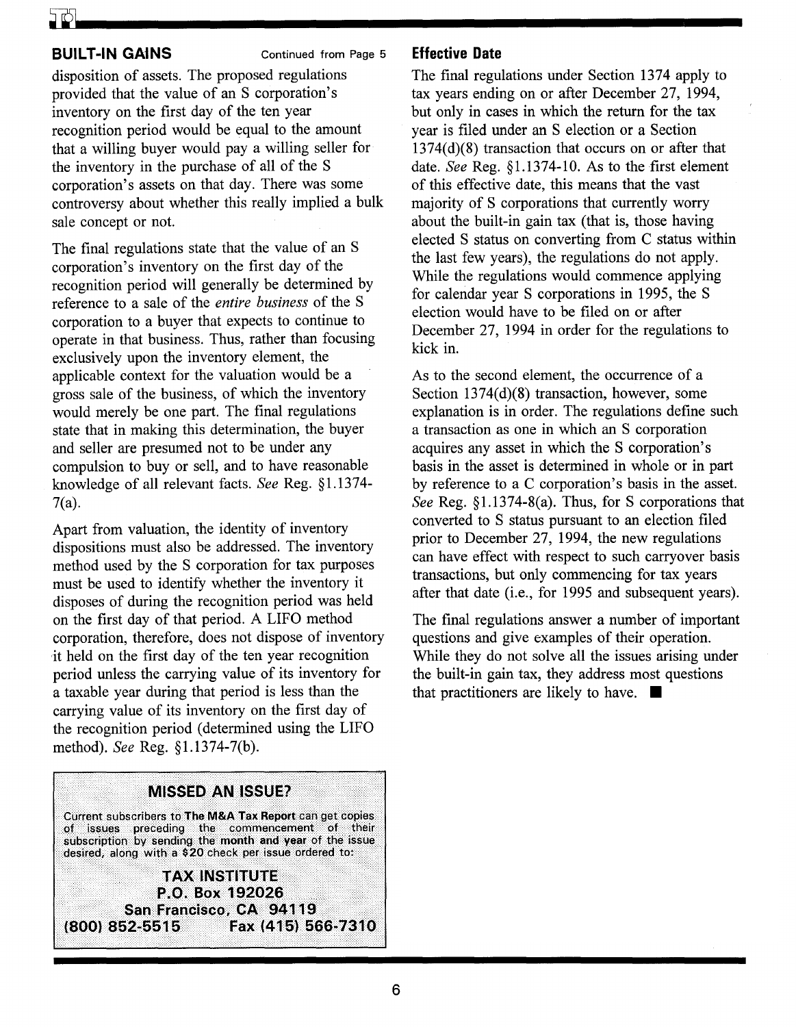**BUILT-IN GAINS** Continued from Page 5

disposition of assets. The proposed regulations provided that the value of an S corporation's inventory on the first day of the ten year recognition period would be equal to the amount that a willing buyer would pay a willing seller for the inventory in the purchase of all of the S corporation's assets on that day. There was some controversy about whether this really implied a bulk sale concept or not.

The final regulations state that the value of an S corporation's inventory on the first day of the recognition period will generally be determined by reference to a sale of the *entire business* of the S corporation to a buyer that expects to continue to operate in that business. Thus, rather than focusing exclusively upon the inventory element, the applicable context for the valuation would be a gross sale of the business, of which the inventory would merely be one part. The final regulations state that in making this determination, the buyer and seller are presumed not to be under any compulsion to buy or sell, and to have reasonable knowledge of all relevant facts. *See* Reg. §1.1374-7(a).

Apart from valuation, the identity of inventory dispositions must also be addressed. The inventory method used by the S corporation for tax purposes must be used to identify whether the inventory it disposes of during the recognition period was held on the first day of that period. A LIFO method corporation, therefore, does not dispose of inventory it held on the first day of the ten year recognition period unless the carrying value of its inventory for a taxable year during that period is less than the carrying value of its inventory on the first day of the recognition period (determined using the LIFO method). *See* Reg. §1.1374-7(b).

## Effective Date

The final regulations under Section 1374 apply to tax years ending on or after December 27, 1994, but only in cases in which the return for the tax year is filed under an S election or a Section 1374(d)(8) transaction that occurs on or after that date. *See* Reg. §1.1374-10. As to the first element of this effective date, this means that the vast majority of S corporations that currently worry about the built-in gain tax (that is, those having elected S status on converting from C status within the last few years), the regulations do not apply. While the regulations would commence applying for calendar year S corporations in 1995, the S election would have to be filed on or after December 27, 1994 in order for the regulations to kick in.

As to the second element, the occurrence of a Section 1374(d)(8) transaction, however, some explanation is in order. The regulations define such a transaction as one in which an S corporation acquires any asset in which the S corporation's basis in the asset is determined in whole or in part by reference to a C corporation's basis in the asset. *See* Reg. §1.1374-8(a). Thus, for S corporations that converted to S status pursuant to an election filed prior to December 27, 1994, the new regulations can have effect with respect to such carryover basis transactions, but only commencing for tax years after that date (i.e., for 1995 and subsequent years).

The final regulations answer a number of important questions and give examples of their operation. While they do not solve all the issues arising under the built-in gain tax, they address most questions that practitioners are likely to have. ■

**MISSED AN ISSUE?**

Current subscribers to **The M&A Tax Report** can get copies of issues preceding the commencement of their subscription by sending the **month and year** of the issue desired, along with a $20 check per issue ordered to:

**TAX INSTITUTE**
**P.O. Box 192026**
**San Francisco, CA 94119**
**(800) 852-5515 Fax (415) 566-7310**